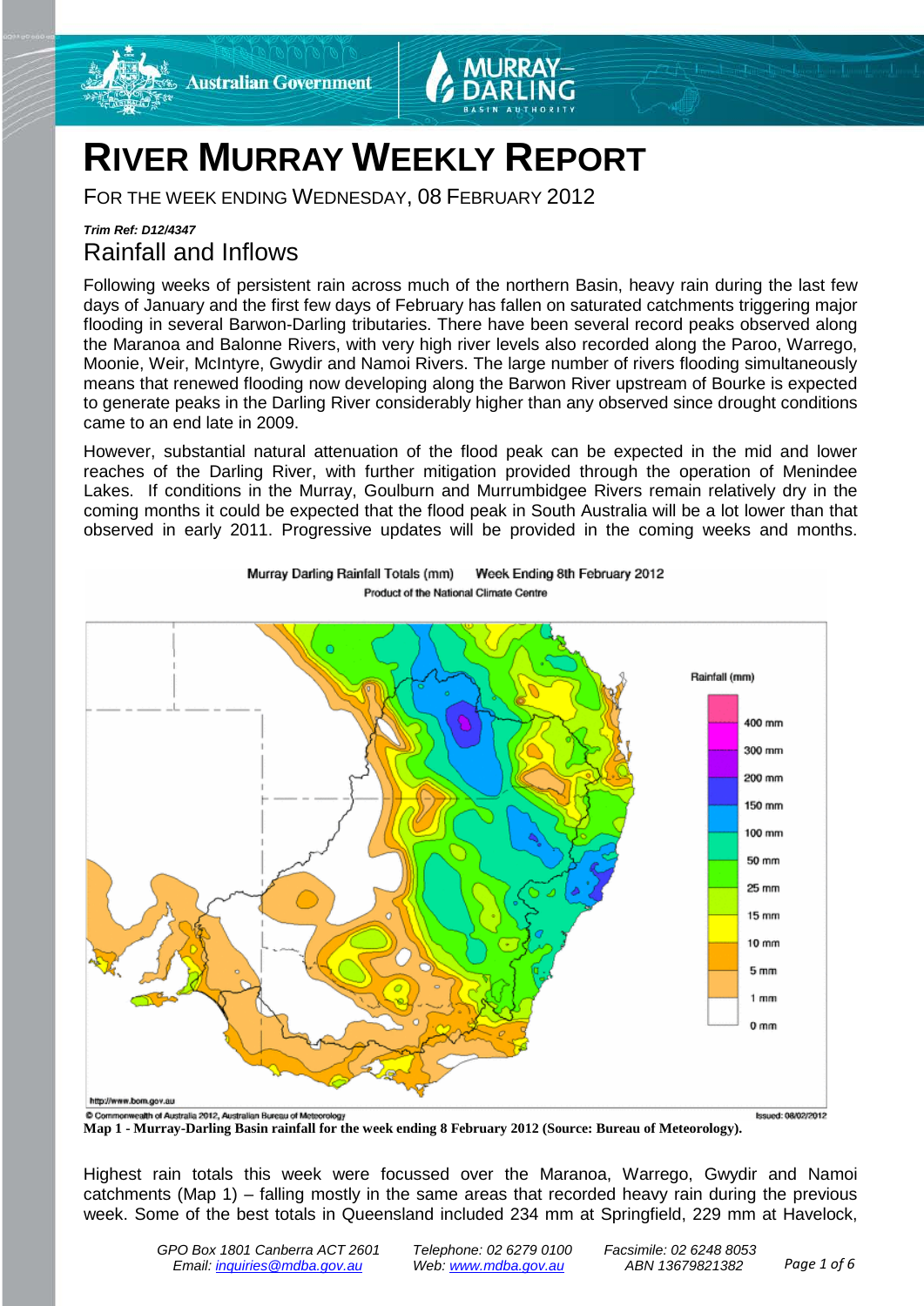# RIVER MURRAY WEEKLY REPORT

FOR THE WEEK ENDING WEDNESDAY, 08 FEBRUARY 2012

***Trim Ref: D12/4347***

## Rainfall and Inflows

Following weeks of persistent rain across much of the northern Basin, heavy rain during the last few days of January and the first few days of February has fallen on saturated catchments triggering major flooding in several Barwon-Darling tributaries. There have been several record peaks observed along the Maranoa and Balonne Rivers, with very high river levels also recorded along the Paroo, Warrego, Moonie, Weir, McIntyre, Gwydir and Namoi Rivers. The large number of rivers flooding simultaneously means that renewed flooding now developing along the Barwon River upstream of Bourke is expected to generate peaks in the Darling River considerably higher than any observed since drought conditions came to an end late in 2009.

However, substantial natural attenuation of the flood peak can be expected in the mid and lower reaches of the Darling River, with further mitigation provided through the operation of Menindee Lakes. If conditions in the Murray, Goulburn and Murrumbidgee Rivers remain relatively dry in the coming months it could be expected that the flood peak in South Australia will be a lot lower than that observed in early 2011. Progressive updates will be provided in the coming weeks and months.

**Map 1 - Murray-Darling Basin rainfall for the week ending 8 February 2012 (Source: Bureau of Meteorology).**

Highest rain totals this week were focussed over the Maranoa, Warrego, Gwydir and Namoi catchments (Map 1) – falling mostly in the same areas that recorded heavy rain during the previous week. Some of the best totals in Queensland included 234 mm at Springfield, 229 mm at Havelock,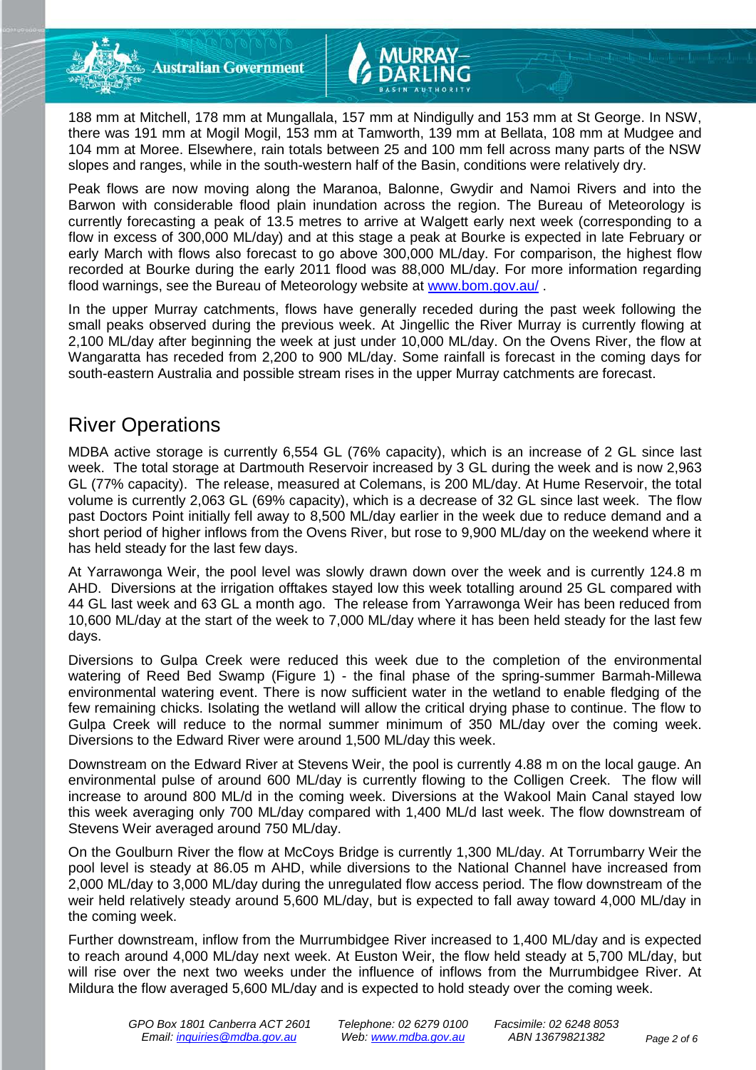188 mm at Mitchell, 178 mm at Mungallala, 157 mm at Nindigully and 153 mm at St George. In NSW, there was 191 mm at Mogil Mogil, 153 mm at Tamworth, 139 mm at Bellata, 108 mm at Mudgee and 104 mm at Moree. Elsewhere, rain totals between 25 and 100 mm fell across many parts of the NSW slopes and ranges, while in the south-western half of the Basin, conditions were relatively dry.

Peak flows are now moving along the Maranoa, Balonne, Gwydir and Namoi Rivers and into the Barwon with considerable flood plain inundation across the region. The Bureau of Meteorology is currently forecasting a peak of 13.5 metres to arrive at Walgett early next week (corresponding to a flow in excess of 300,000 ML/day) and at this stage a peak at Bourke is expected in late February or early March with flows also forecast to go above 300,000 ML/day. For comparison, the highest flow recorded at Bourke during the early 2011 flood was 88,000 ML/day. For more information regarding flood warnings, see the Bureau of Meteorology website at [www.bom.gov.au/](www.bom.gov.au/) .

In the upper Murray catchments, flows have generally receded during the past week following the small peaks observed during the previous week. At Jingellic the River Murray is currently flowing at 2,100 ML/day after beginning the week at just under 10,000 ML/day. On the Ovens River, the flow at Wangaratta has receded from 2,200 to 900 ML/day. Some rainfall is forecast in the coming days for south-eastern Australia and possible stream rises in the upper Murray catchments are forecast.

## River Operations

MDBA active storage is currently 6,554 GL (76% capacity), which is an increase of 2 GL since last week. The total storage at Dartmouth Reservoir increased by 3 GL during the week and is now 2,963 GL (77% capacity). The release, measured at Colemans, is 200 ML/day. At Hume Reservoir, the total volume is currently 2,063 GL (69% capacity), which is a decrease of 32 GL since last week. The flow past Doctors Point initially fell away to 8,500 ML/day earlier in the week due to reduce demand and a short period of higher inflows from the Ovens River, but rose to 9,900 ML/day on the weekend where it has held steady for the last few days.

At Yarrawonga Weir, the pool level was slowly drawn down over the week and is currently 124.8 m AHD. Diversions at the irrigation offtakes stayed low this week totalling around 25 GL compared with 44 GL last week and 63 GL a month ago. The release from Yarrawonga Weir has been reduced from 10,600 ML/day at the start of the week to 7,000 ML/day where it has been held steady for the last few days.

Diversions to Gulpa Creek were reduced this week due to the completion of the environmental watering of Reed Bed Swamp (Figure 1) - the final phase of the spring-summer Barmah-Millewa environmental watering event. There is now sufficient water in the wetland to enable fledging of the few remaining chicks. Isolating the wetland will allow the critical drying phase to continue. The flow to Gulpa Creek will reduce to the normal summer minimum of 350 ML/day over the coming week. Diversions to the Edward River were around 1,500 ML/day this week.

Downstream on the Edward River at Stevens Weir, the pool is currently 4.88 m on the local gauge. An environmental pulse of around 600 ML/day is currently flowing to the Colligen Creek. The flow will increase to around 800 ML/d in the coming week. Diversions at the Wakool Main Canal stayed low this week averaging only 700 ML/day compared with 1,400 ML/d last week. The flow downstream of Stevens Weir averaged around 750 ML/day.

On the Goulburn River the flow at McCoys Bridge is currently 1,300 ML/day. At Torrumbarry Weir the pool level is steady at 86.05 m AHD, while diversions to the National Channel have increased from 2,000 ML/day to 3,000 ML/day during the unregulated flow access period. The flow downstream of the weir held relatively steady around 5,600 ML/day, but is expected to fall away toward 4,000 ML/day in the coming week.

Further downstream, inflow from the Murrumbidgee River increased to 1,400 ML/day and is expected to reach around 4,000 ML/day next week. At Euston Weir, the flow held steady at 5,700 ML/day, but will rise over the next two weeks under the influence of inflows from the Murrumbidgee River. At Mildura the flow averaged 5,600 ML/day and is expected to hold steady over the coming week.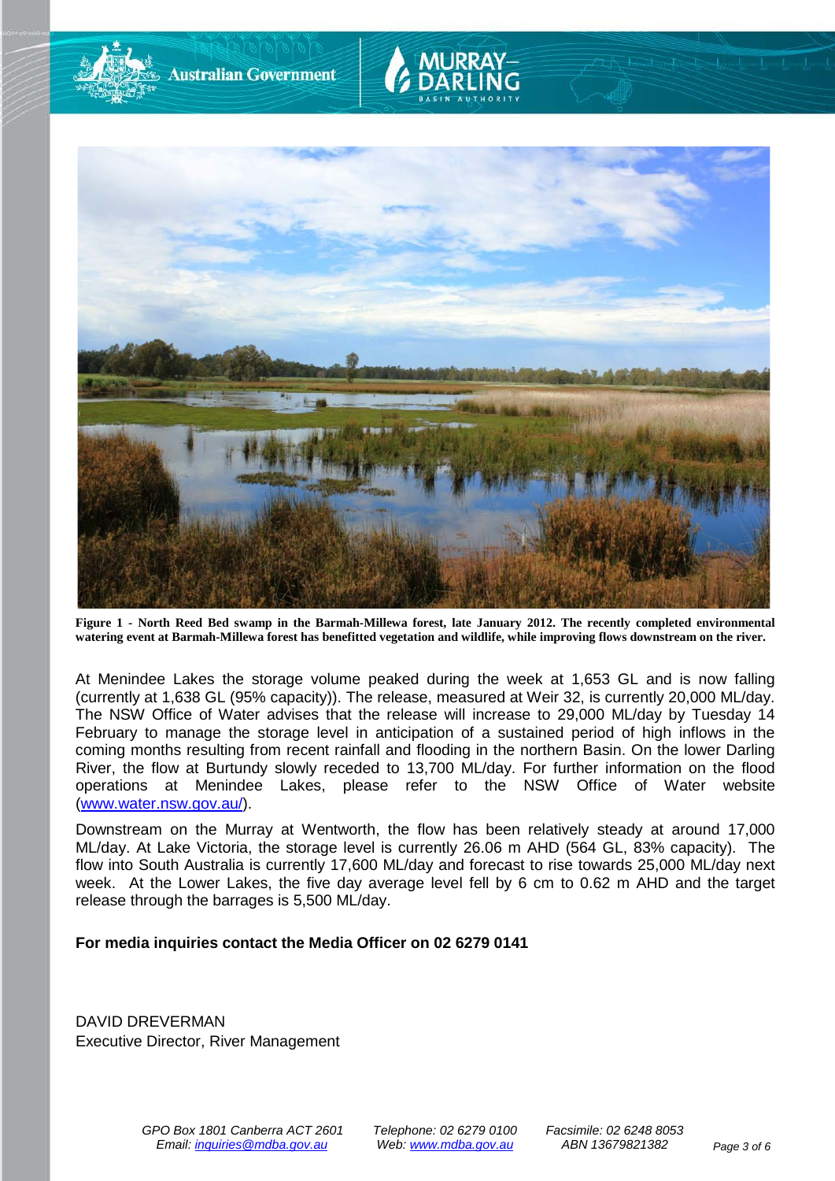**Figure 1 - North Reed Bed swamp in the Barmah-Millewa forest, late January 2012. The recently completed environmental watering event at Barmah-Millewa forest has benefitted vegetation and wildlife, while improving flows downstream on the river.**

At Menindee Lakes the storage volume peaked during the week at 1,653 GL and is now falling (currently at 1,638 GL (95% capacity)). The release, measured at Weir 32, is currently 20,000 ML/day. The NSW Office of Water advises that the release will increase to 29,000 ML/day by Tuesday 14 February to manage the storage level in anticipation of a sustained period of high inflows in the coming months resulting from recent rainfall and flooding in the northern Basin. On the lower Darling River, the flow at Burtundy slowly receded to 13,700 ML/day. For further information on the flood operations at Menindee Lakes, please refer to the NSW Office of Water website ([www.water.nsw.gov.au/](http://www.water.nsw.gov.au/)).

Downstream on the Murray at Wentworth, the flow has been relatively steady at around 17,000 ML/day. At Lake Victoria, the storage level is currently 26.06 m AHD (564 GL, 83% capacity). The flow into South Australia is currently 17,600 ML/day and forecast to rise towards 25,000 ML/day next week. At the Lower Lakes, the five day average level fell by 6 cm to 0.62 m AHD and the target release through the barrages is 5,500 ML/day.

**For media inquiries contact the Media Officer on 02 6279 0141**

DAVID DREVERMAN
Executive Director, River Management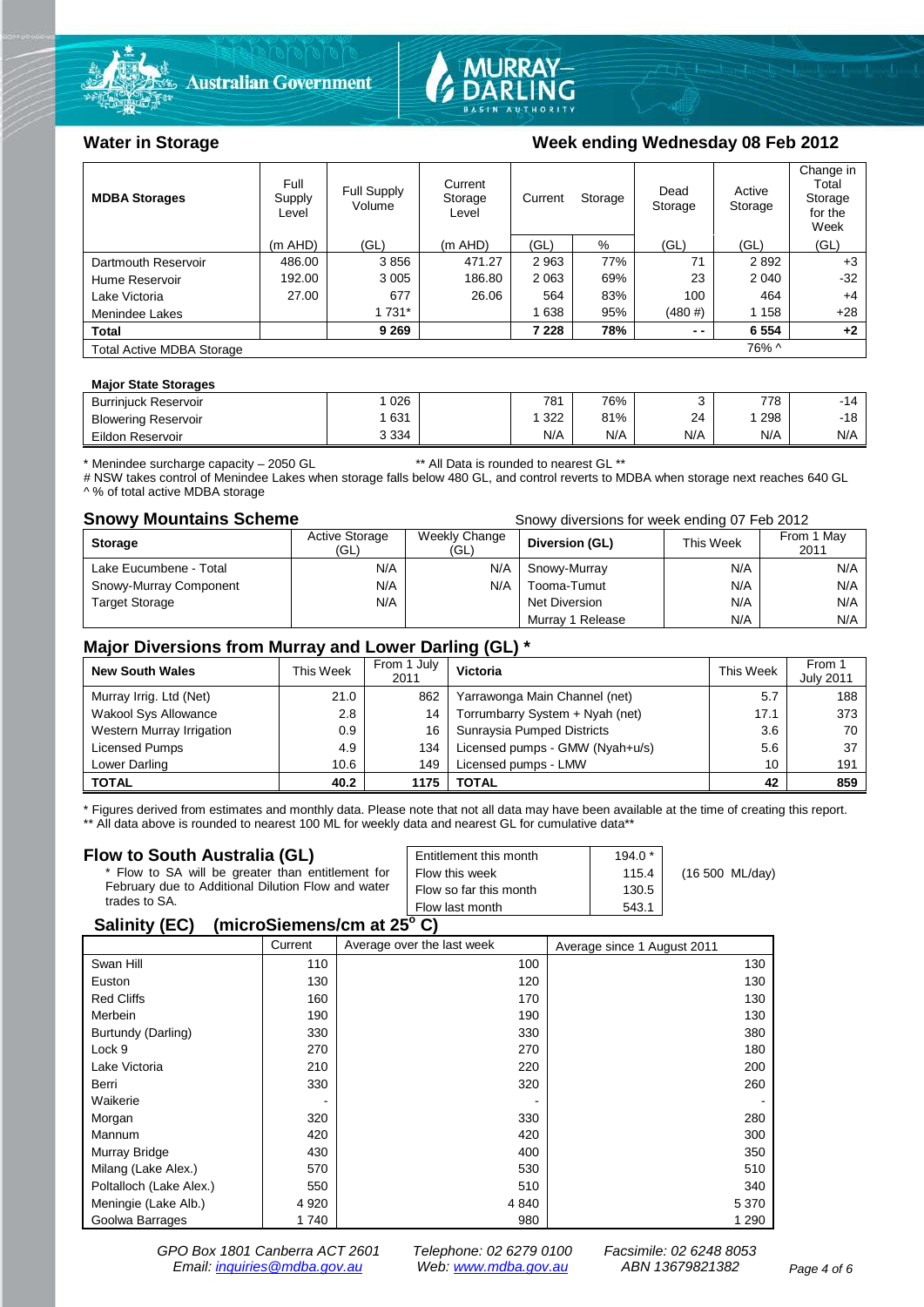## Water in Storage

### Week ending Wednesday 08 Feb 2012

| MDBA Storages | Full Supply Level | Full Supply Volume | Current Storage Level | Current Storage | | Dead Storage | Active Storage | Change in Total Storage for the Week |
|---|---|---|---|---|---|---|---|---|
| | (m AHD) | (GL) | (m AHD) | (GL) | % | (GL) | (GL) | (GL) |
| Dartmouth Reservoir | 486.00 | 3 856 | 471.27 | 2 963 | 77% | 71 | 2 892 | +3 |
| Hume Reservoir | 192.00 | 3 005 | 186.80 | 2 063 | 69% | 23 | 2 040 | -32 |
| Lake Victoria | 27.00 | 677 | 26.06 | 564 | 83% | 100 | 464 | +4 |
| Menindee Lakes | | 1 731* | | 1 638 | 95% | (480 #) | 1 158 | +28 |
| **Total** | | **9 269** | | **7 228** | **78%** | **- -** | **6 554** | **+2** |
| Total Active MDBA Storage | | | | | | | 76% ^ | |

**Major State Storages**

| | | | | | | | |
|---|---|---|---|---|---|---|---|
| Burrinjuck Reservoir | 1 026 | | 781 | 76% | 3 | 778 | -14 |
| Blowering Reservoir | 1 631 | | 1 322 | 81% | 24 | 1 298 | -18 |
| Eildon Reservoir | 3 334 | | N/A | N/A | N/A | N/A | N/A |

\* Menindee surcharge capacity – 2050 GL ** All Data is rounded to nearest GL **
# NSW takes control of Menindee Lakes when storage falls below 480 GL, and control reverts to MDBA when storage next reaches 640 GL
^ % of total active MDBA storage

## Snowy Mountains Scheme

Snowy diversions for week ending 07 Feb 2012

| Storage | Active Storage (GL) | Weekly Change (GL) | Diversion (GL) | This Week | From 1 May 2011 |
|---|---|---|---|---|---|
| Lake Eucumbene - Total | N/A | N/A | Snowy-Murray | N/A | N/A |
| Snowy-Murray Component | N/A | N/A | Tooma-Tumut | N/A | N/A |
| Target Storage | N/A | | Net Diversion | N/A | N/A |
| | | | Murray 1 Release | N/A | N/A |

## Major Diversions from Murray and Lower Darling (GL) *

| New South Wales | This Week | From 1 July 2011 | Victoria | This Week | From 1 July 2011 |
|---|---|---|---|---|---|
| Murray Irrig. Ltd (Net) | 21.0 | 862 | Yarrawonga Main Channel (net) | 5.7 | 188 |
| Wakool Sys Allowance | 2.8 | 14 | Torrumbarry System + Nyah (net) | 17.1 | 373 |
| Western Murray Irrigation | 0.9 | 16 | Sunraysia Pumped Districts | 3.6 | 70 |
| Licensed Pumps | 4.9 | 134 | Licensed pumps - GMW (Nyah+u/s) | 5.6 | 37 |
| Lower Darling | 10.6 | 149 | Licensed pumps - LMW | 10 | 191 |
| **TOTAL** | **40.2** | **1175** | **TOTAL** | **42** | **859** |

\* Figures derived from estimates and monthly data. Please note that not all data may have been available at the time of creating this report.
** All data above is rounded to nearest 100 ML for weekly data and nearest GL for cumulative data**

## Flow to South Australia (GL)

\* Flow to SA will be greater than entitlement for February due to Additional Dilution Flow and water trades to SA.

| | | |
|---|---|---|
| Entitlement this month | 194.0 * | |
| Flow this week | 115.4 | (16 500 ML/day) |
| Flow so far this month | 130.5 | |
| Flow last month | 543.1 | |

## Salinity (EC) (microSiemens/cm at 25° C)

| | Current | Average over the last week | Average since 1 August 2011 |
|---|---|---|---|
| Swan Hill | 110 | 100 | 130 |
| Euston | 130 | 120 | 130 |
| Red Cliffs | 160 | 170 | 130 |
| Merbein | 190 | 190 | 130 |
| Burtundy (Darling) | 330 | 330 | 380 |
| Lock 9 | 270 | 270 | 180 |
| Lake Victoria | 210 | 220 | 200 |
| Berri | 330 | 320 | 260 |
| Waikerie | - | - | - |
| Morgan | 320 | 330 | 280 |
| Mannum | 420 | 420 | 300 |
| Murray Bridge | 430 | 400 | 350 |
| Milang (Lake Alex.) | 570 | 530 | 510 |
| Poltalloch (Lake Alex.) | 550 | 510 | 340 |
| Meningie (Lake Alb.) | 4 920 | 4 840 | 5 370 |
| Goolwa Barrages | 1 740 | 980 | 1 290 |

*GPO Box 1801 Canberra ACT 2601 Telephone: 02 6279 0100 Facsimile: 02 6248 8053*
*Email: inquiries@mdba.gov.au Web: www.mdba.gov.au ABN 13679821382*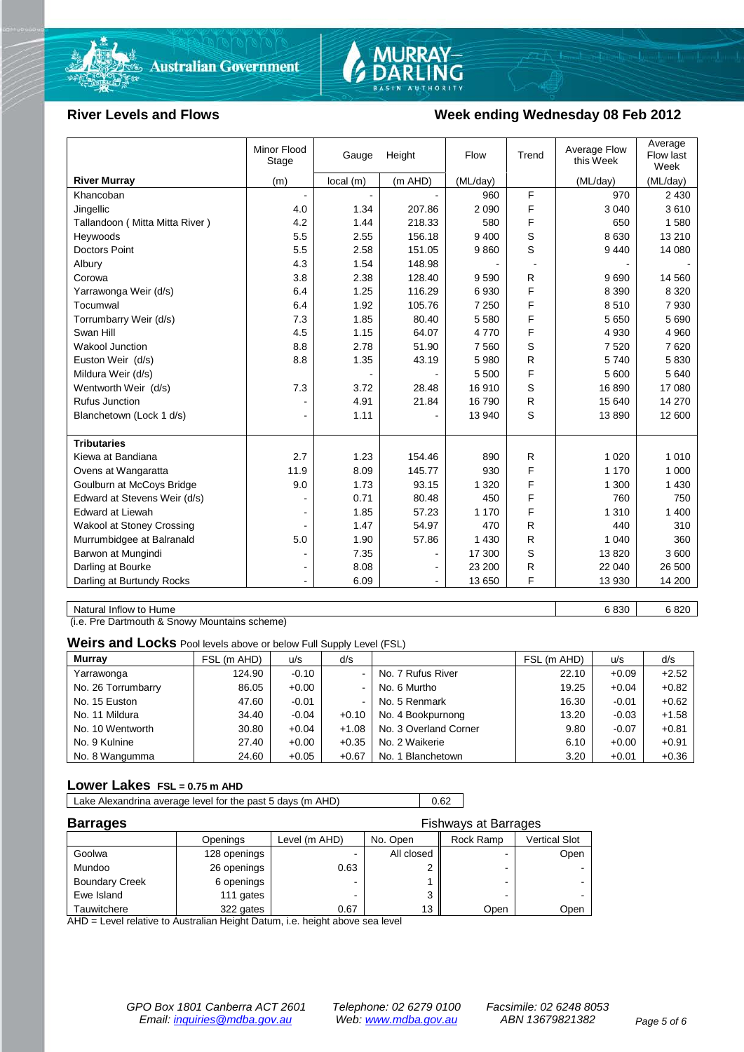## River Levels and Flows

## Week ending Wednesday 08 Feb 2012

| River Murray | Minor Flood Stage (m) | Gauge local (m) | Height (m AHD) | Flow (ML/day) | Trend | Average Flow this Week (ML/day) | Average Flow last Week (ML/day) |
|---|---|---|---|---|---|---|---|
| Khancoban | - | - | - | 960 | F | 970 | 2 430 |
| Jingellic | 4.0 | 1.34 | 207.86 | 2 090 | F | 3 040 | 3 610 |
| Tallandoon ( Mitta Mitta River ) | 4.2 | 1.44 | 218.33 | 580 | F | 650 | 1 580 |
| Heywoods | 5.5 | 2.55 | 156.18 | 9 400 | S | 8 630 | 13 210 |
| Doctors Point | 5.5 | 2.58 | 151.05 | 9 860 | S | 9 440 | 14 080 |
| Albury | 4.3 | 1.54 | 148.98 | - | - | - | - |
| Corowa | 3.8 | 2.38 | 128.40 | 9 590 | R | 9 690 | 14 560 |
| Yarrawonga Weir (d/s) | 6.4 | 1.25 | 116.29 | 6 930 | F | 8 390 | 8 320 |
| Tocumwal | 6.4 | 1.92 | 105.76 | 7 250 | F | 8 510 | 7 930 |
| Torrumbarry Weir (d/s) | 7.3 | 1.85 | 80.40 | 5 580 | F | 5 650 | 5 690 |
| Swan Hill | 4.5 | 1.15 | 64.07 | 4 770 | F | 4 930 | 4 960 |
| Wakool Junction | 8.8 | 2.78 | 51.90 | 7 560 | S | 7 520 | 7 620 |
| Euston Weir (d/s) | 8.8 | 1.35 | 43.19 | 5 980 | R | 5 740 | 5 830 |
| Mildura Weir (d/s) | | - | - | 5 500 | F | 5 600 | 5 640 |
| Wentworth Weir (d/s) | 7.3 | 3.72 | 28.48 | 16 910 | S | 16 890 | 17 080 |
| Rufus Junction | - | 4.91 | 21.84 | 16 790 | R | 15 640 | 14 270 |
| Blanchetown (Lock 1 d/s) | - | 1.11 | - | 13 940 | S | 13 890 | 12 600 |
| **Tributaries** | | | | | | | |
| Kiewa at Bandiana | 2.7 | 1.23 | 154.46 | 890 | R | 1 020 | 1 010 |
| Ovens at Wangaratta | 11.9 | 8.09 | 145.77 | 930 | F | 1 170 | 1 000 |
| Goulburn at McCoys Bridge | 9.0 | 1.73 | 93.15 | 1 320 | F | 1 300 | 1 430 |
| Edward at Stevens Weir (d/s) | - | 0.71 | 80.48 | 450 | F | 760 | 750 |
| Edward at Liewah | - | 1.85 | 57.23 | 1 170 | F | 1 310 | 1 400 |
| Wakool at Stoney Crossing | - | 1.47 | 54.97 | 470 | R | 440 | 310 |
| Murrumbidgee at Balranald | 5.0 | 1.90 | 57.86 | 1 430 | R | 1 040 | 360 |
| Barwon at Mungindi | - | 7.35 | - | 17 300 | S | 13 820 | 3 600 |
| Darling at Bourke | - | 8.08 | - | 23 200 | R | 22 040 | 26 500 |
| Darling at Burtundy Rocks | - | 6.09 | - | 13 650 | F | 13 930 | 14 200 |

| | This week | Last week |
|---|---|---|
| Natural Inflow to Hume | 6 830 | 6 820 |

(i.e. Pre Dartmouth & Snowy Mountains scheme)

### Weirs and Locks
Pool levels above or below Full Supply Level (FSL)

| Murray | FSL (m AHD) | u/s | d/s | | FSL (m AHD) | u/s | d/s |
|---|---|---|---|---|---|---|---|
| Yarrawonga | 124.90 | -0.10 | - | No. 7 Rufus River | 22.10 | +0.09 | +2.52 |
| No. 26 Torrumbarry | 86.05 | +0.00 | - | No. 6 Murtho | 19.25 | +0.04 | +0.82 |
| No. 15 Euston | 47.60 | -0.01 | - | No. 5 Renmark | 16.30 | -0.01 | +0.62 |
| No. 11 Mildura | 34.40 | -0.04 | +0.10 | No. 4 Bookpurnong | 13.20 | -0.03 | +1.58 |
| No. 10 Wentworth | 30.80 | +0.04 | +1.08 | No. 3 Overland Corner | 9.80 | -0.07 | +0.81 |
| No. 9 Kulnine | 27.40 | +0.00 | +0.35 | No. 2 Waikerie | 6.10 | +0.00 | +0.91 |
| No. 8 Wangumma | 24.60 | +0.05 | +0.67 | No. 1 Blanchetown | 3.20 | +0.01 | +0.36 |

### Lower Lakes
FSL = 0.75 m AHD

| | |
|---|---|
| Lake Alexandrina average level for the past 5 days (m AHD) | 0.62 |

### Barrages

Fishways at Barrages

| | Openings | Level (m AHD) | No. Open | Rock Ramp | Vertical Slot |
|---|---|---|---|---|---|
| Goolwa | 128 openings | - | All closed | - | Open |
| Mundoo | 26 openings | 0.63 | 2 | - | - |
| Boundary Creek | 6 openings | - | 1 | - | - |
| Ewe Island | 111 gates | - | 3 | - | - |
| Tauwitchere | 322 gates | 0.67 | 13 | Open | Open |

AHD = Level relative to Australian Height Datum, i.e. height above sea level

*GPO Box 1801 Canberra ACT 2601*
*Email: inquiries@mdba.gov.au*
*Telephone: 02 6279 0100*
*Web: www.mdba.gov.au*
*Facsimile: 02 6248 8053*
*ABN 13679821382*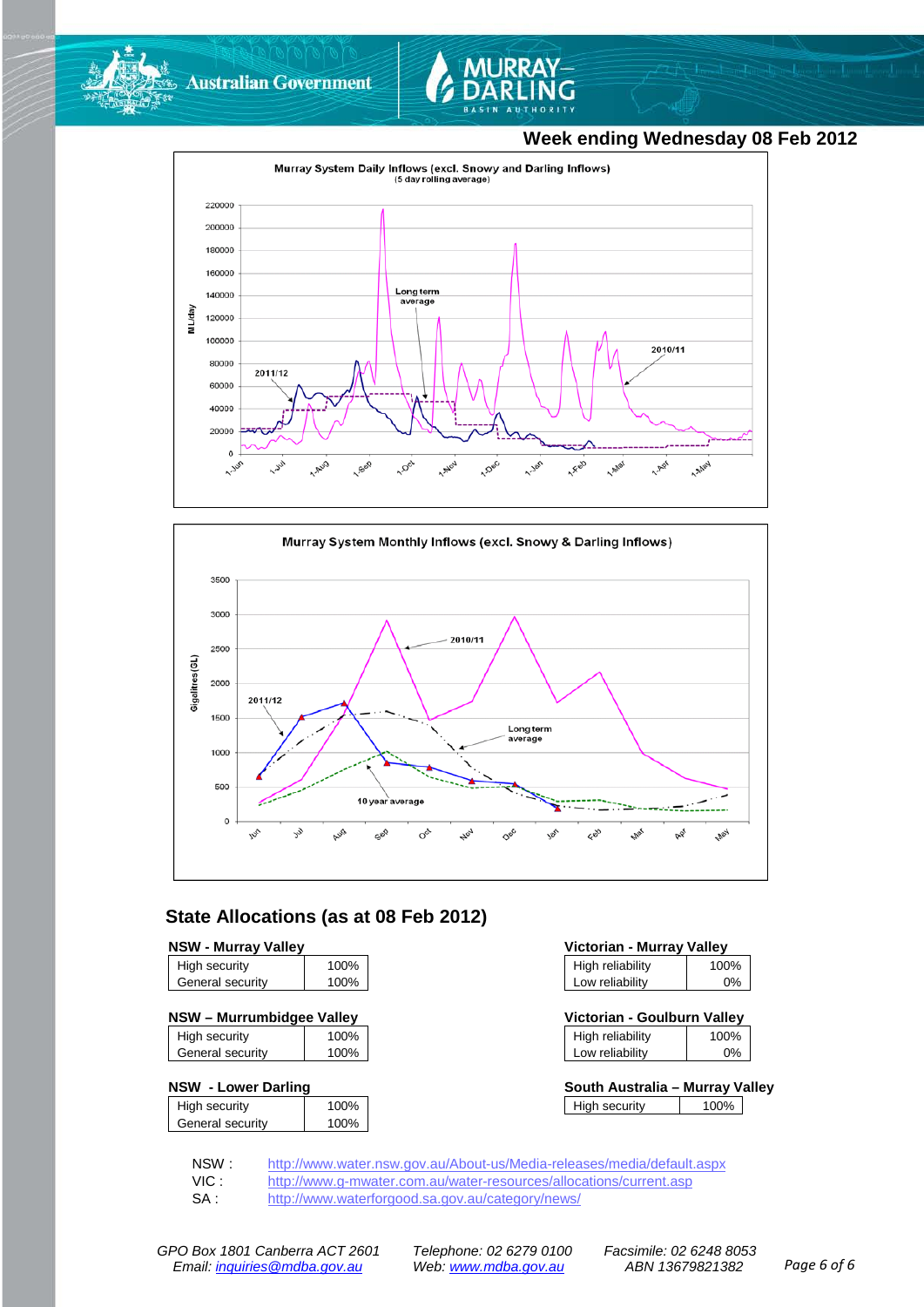## Week ending Wednesday 08 Feb 2012

Murray System Daily Inflows (excl. Snowy and Darling Inflows)
(5 day rolling average)

ML/day

220000
200000
180000
160000
140000
120000
100000
80000
60000
40000
20000
0

1-Jun 1-Jul 1-Aug 1-Sep 1-Oct 1-Nov 1-Dec 1-Jan 1-Feb 1-Mar 1-Apr 1-May

Long term average
2011/12
2010/11

Murray System Monthly Inflows (excl. Snowy & Darling Inflows)

Gigalitres (GL)

3500
3000
2500
2000
1500
1000
500
0

Jun Jul Aug Sep Oct Nov Dec Jan Feb Mar Apr May

2010/11
2011/12
Long term average
10 year average

## State Allocations (as at 08 Feb 2012)

**NSW - Murray Valley**

| | |
|---|---|
| High security | 100% |
| General security | 100% |

**NSW – Murrumbidgee Valley**

| | |
|---|---|
| High security | 100% |
| General security | 100% |

**NSW - Lower Darling**

| | |
|---|---|
| High security | 100% |
| General security | 100% |

**Victorian - Murray Valley**

| | |
|---|---|
| High reliability | 100% |
| Low reliability | 0% |

**Victorian - Goulburn Valley**

| | |
|---|---|
| High reliability | 100% |
| Low reliability | 0% |

**South Australia – Murray Valley**

| | |
|---|---|
| High security | 100% |

NSW : http://www.water.nsw.gov.au/About-us/Media-releases/media/default.aspx
VIC : http://www.g-mwater.com.au/water-resources/allocations/current.asp
SA : http://www.waterforgood.sa.gov.au/category/news/

*GPO Box 1801 Canberra ACT 2601* *Telephone: 02 6279 0100* *Facsimile: 02 6248 8053*
*Email: inquiries@mdba.gov.au* *Web: www.mdba.gov.au* *ABN 13679821382*